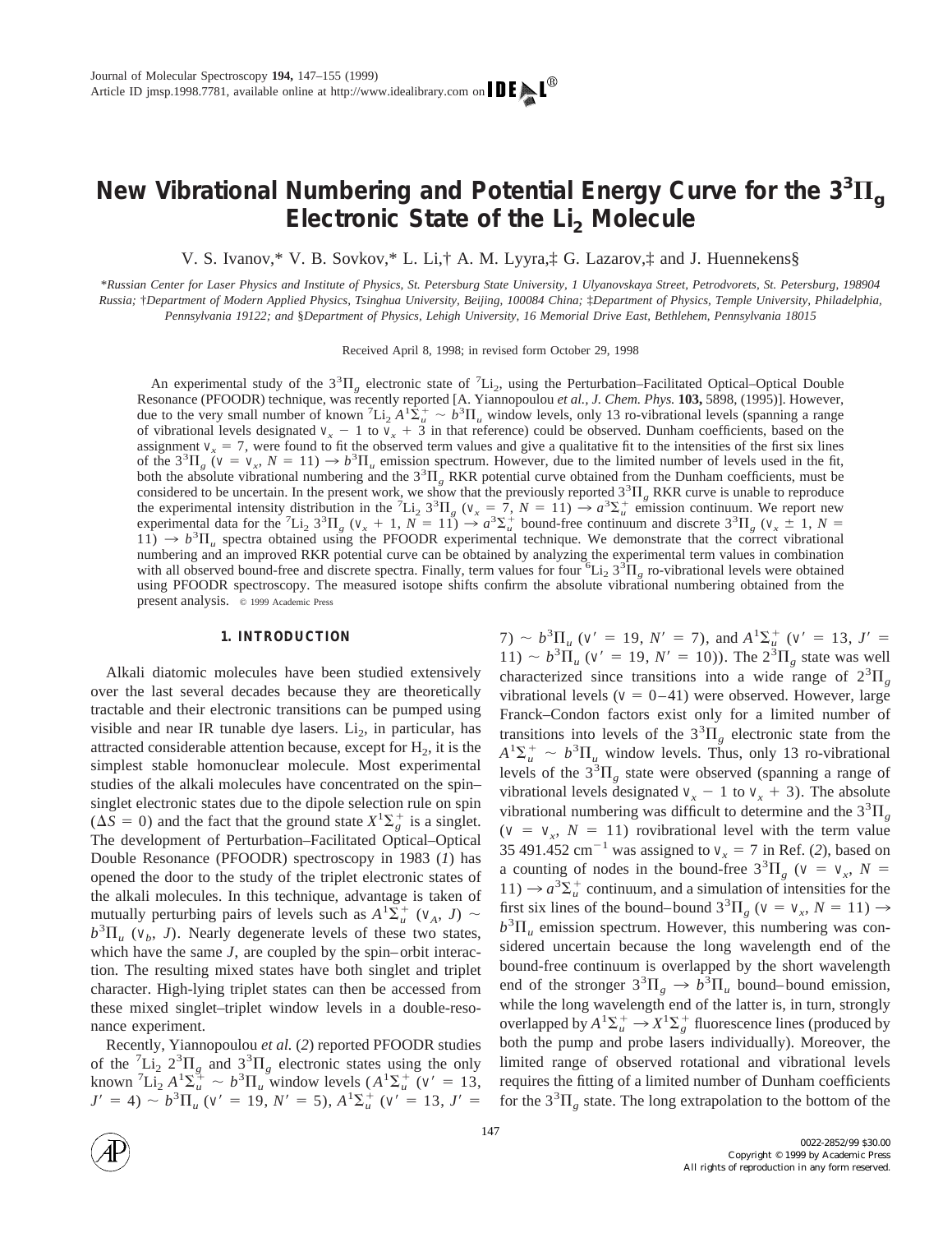# New Vibrational Numbering and Potential Energy Curve for the $3^3\Pi_g$ Electronic State of the $Li_2$ Molecule

V. S. Ivanov,* V. B. Sovkov,* L. Li,† A. M. Lyyra,‡ G. Lazarov,‡ and J. Huennekens§

*Russian Center for Laser Physics and Institute of Physics, St. Petersburg State University, 1 Ulyanovskaya Street, Petrodvorets, St. Petersburg, 198904 Russia; †Department of Modern Applied Physics, Tsinghua University, Beijing, 100084 China; ‡Department of Physics, Temple University, Philadelphia, Pennsylvania 19122; and §Department of Physics, Lehigh University, 16 Memorial Drive East, Bethlehem, Pennsylvania 18015

Received April 8, 1998; in revised form October 29, 1998

An experimental study of the $3^3\Pi_g$ electronic state of $^7Li_2$, using the Perturbation–Facilitated Optical–Optical Double Resonance (PFOODR) technique, was recently reported [A. Yiannopoulou *et al., J. Chem. Phys.* **103,** 5898, (1995)]. However, due to the very small number of known $^7Li_2$ $A^1\Sigma_u^+ \sim b^3\Pi_u$ window levels, only 13 ro-vibrational levels (spanning a range of vibrational levels designated $v_x - 1$ to $v_x + 3$ in that reference) could be observed. Dunham coefficients, based on the assignment $v_x = 7$, were found to fit the observed term values and give a qualitative fit to the intensities of the first six lines of the $3^3\Pi_g$ ($v = v_x$, $N = 11$) $\rightarrow b^3\Pi_u$ emission spectrum. However, due to the limited number of levels used in the fit, both the absolute vibrational numbering and the $3^3\Pi_g$ RKR potential curve obtained from the Dunham coefficients, must be considered to be uncertain. In the present work, we show that the previously reported $3^3\Pi_g$ RKR curve is unable to reproduce the experimental intensity distribution in the $^7Li_2$ $3^3\Pi_g$ ($v_x = 7$, $N = 11$) $\rightarrow a^3\Sigma_u^+$ emission continuum. We report new experimental data for the $^7Li_2$ $3^3\Pi_g$ ($v_x + 1$, $N = 11$) $\rightarrow a^3\Sigma_u^+$ bound-free continuum and discrete $3^3\Pi_g$ ($v_x \pm 1$, $N = 11$) $\rightarrow b^3\Pi_u$ spectra obtained using the PFOODR experimental technique. We demonstrate that the correct vibrational numbering and an improved RKR potential curve can be obtained by analyzing the experimental term values in combination with all observed bound-free and discrete spectra. Finally, term values for four $^6Li_2$ $3^3\Pi_g$ ro-vibrational levels were obtained using PFOODR spectroscopy. The measured isotope shifts confirm the absolute vibrational numbering obtained from the present analysis. © 1999 Academic Press

## 1. INTRODUCTION

Alkali diatomic molecules have been studied extensively over the last several decades because they are theoretically tractable and their electronic transitions can be pumped using visible and near IR tunable dye lasers. $Li_2$, in particular, has attracted considerable attention because, except for $H_2$, it is the simplest stable homonuclear molecule. Most experimental studies of the alkali molecules have concentrated on the spin–singlet electronic states due to the dipole selection rule on spin ($\Delta S = 0$) and the fact that the ground state $X^1\Sigma_g^+$ is a singlet. The development of Perturbation–Facilitated Optical–Optical Double Resonance (PFOODR) spectroscopy in 1983 (*1*) has opened the door to the study of the triplet electronic states of the alkali molecules. In this technique, advantage is taken of mutually perturbing pairs of levels such as $A^1\Sigma_u^+$ ($v_A$, $J$) $\sim$ $b^3\Pi_u$ ($v_b$, $J$). Nearly degenerate levels of these two states, which have the same $J$, are coupled by the spin–orbit interaction. The resulting mixed states have both singlet and triplet character. High-lying triplet states can then be accessed from these mixed singlet–triplet window levels in a double-resonance experiment.

Recently, Yiannopoulou *et al.* (*2*) reported PFOODR studies of the $^7Li_2$ $2^3\Pi_g$ and $3^3\Pi_g$ electronic states using the only known $^7Li_2$ $A^1\Sigma_u^+ \sim b^3\Pi_u$ window levels ($A^1\Sigma_u^+$ ($v' = 13$, $J' = 4$) $\sim b^3\Pi_u$ ($v' = 19$, $N' = 5$), $A^1\Sigma_u^+$ ($v' = 13$, $J' = 7$) $\sim b^3\Pi_u$ ($v' = 19$, $N' = 7$), and $A^1\Sigma_u^+$ ($v' = 13$, $J' = 11$) $\sim b^3\Pi_u$ ($v' = 19$, $N' = 10$)). The $2^3\Pi_g$ state was well characterized since transitions into a wide range of $2^3\Pi_g$ vibrational levels ($v = 0$–$41$) were observed. However, large Franck–Condon factors exist only for a limited number of transitions into levels of the $3^3\Pi_g$ electronic state from the $A^1\Sigma_u^+ \sim b^3\Pi_u$ window levels. Thus, only 13 ro-vibrational levels of the $3^3\Pi_g$ state were observed (spanning a range of vibrational levels designated $v_x - 1$ to $v_x + 3$). The absolute vibrational numbering was difficult to determine and the $3^3\Pi_g$ ($v = v_x$, $N = 11$) rovibrational level with the term value 35 491.452 cm$^{-1}$ was assigned to $v_x = 7$ in Ref. (*2*), based on a counting of nodes in the bound-free $3^3\Pi_g$ ($v = v_x$, $N = 11$) $\rightarrow a^3\Sigma_u^+$ continuum, and a simulation of intensities for the first six lines of the bound–bound $3^3\Pi_g$ ($v = v_x$, $N = 11$) $\rightarrow b^3\Pi_u$ emission spectrum. However, this numbering was considered uncertain because the long wavelength end of the bound-free continuum is overlapped by the short wavelength end of the stronger $3^3\Pi_g \rightarrow b^3\Pi_u$ bound–bound emission, while the long wavelength end of the latter is, in turn, strongly overlapped by $A^1\Sigma_u^+ \rightarrow X^1\Sigma_g^+$ fluorescence lines (produced by both the pump and probe lasers individually). Moreover, the limited range of observed rotational and vibrational levels requires the fitting of a limited number of Dunham coefficients for the $3^3\Pi_g$ state. The long extrapolation to the bottom of the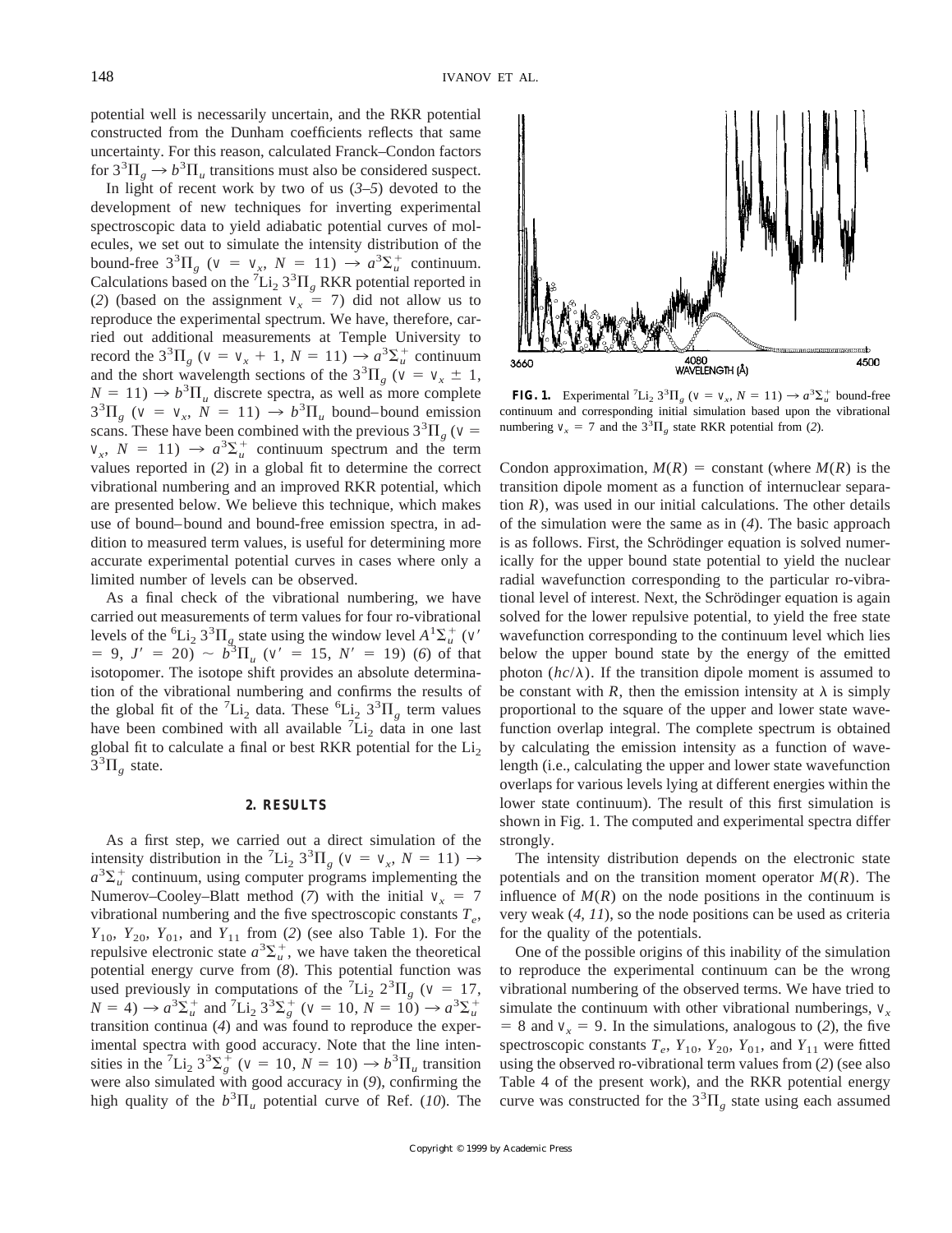potential well is necessarily uncertain, and the RKR potential constructed from the Dunham coefficients reflects that same uncertainty. For this reason, calculated Franck–Condon factors for $3^3\Pi_g \rightarrow b^3\Pi_u$ transitions must also be considered suspect.

In light of recent work by two of us (*3–5*) devoted to the development of new techniques for inverting experimental spectroscopic data to yield adiabatic potential curves of molecules, we set out to simulate the intensity distribution of the bound-free $3^3\Pi_g$ ($v = v_x$, $N = 11$) $\rightarrow a^3\Sigma_u^+$ continuum. Calculations based on the $^7Li_2$ $3^3\Pi_g$ RKR potential reported in (*2*) (based on the assignment $v_x = 7$) did not allow us to reproduce the experimental spectrum. We have, therefore, carried out additional measurements at Temple University to record the $3^3\Pi_g$ ($v = v_x + 1$, $N = 11$) $\rightarrow a^3\Sigma_u^+$ continuum and the short wavelength sections of the $3^3\Pi_g$ ($v = v_x \pm 1$, $N = 11$) $\rightarrow b^3\Pi_u$ discrete spectra, as well as more complete $3^3\Pi_g$ ($v = v_x$, $N = 11$) $\rightarrow b^3\Pi_u$ bound–bound emission scans. These have been combined with the previous $3^3\Pi_g$ ($v = v_x$, $N = 11$) $\rightarrow a^3\Sigma_u^+$ continuum spectrum and the term values reported in (*2*) in a global fit to determine the correct vibrational numbering and an improved RKR potential, which are presented below. We believe this technique, which makes use of bound–bound and bound-free emission spectra, in addition to measured term values, is useful for determining more accurate experimental potential curves in cases where only a limited number of levels can be observed.

As a final check of the vibrational numbering, we have carried out measurements of term values for four ro-vibrational levels of the $^6Li_2$ $3^3\Pi_g$ state using the window level $A^1\Sigma_u^+$ ($v' = 9$, $J' = 20$) ~ $b^3\Pi_u$ ($v' = 15$, $N' = 19$) (*6*) of that isotopomer. The isotope shift provides an absolute determination of the vibrational numbering and confirms the results of the global fit of the $^7Li_2$ data. These $^6Li_2$ $3^3\Pi_g$ term values have been combined with all available $^7Li_2$ data in one last global fit to calculate a final or best RKR potential for the $Li_2$ $3^3\Pi_g$ state.

## 2. RESULTS

As a first step, we carried out a direct simulation of the intensity distribution in the $^7Li_2$ $3^3\Pi_g$ ($v = v_x$, $N = 11$) $\rightarrow a^3\Sigma_u^+$ continuum, using computer programs implementing the Numerov–Cooley–Blatt method (*7*) with the initial $v_x = 7$ vibrational numbering and the five spectroscopic constants $T_e$, $Y_{10}$, $Y_{20}$, $Y_{01}$, and $Y_{11}$ from (*2*) (see also Table 1). For the repulsive electronic state $a^3\Sigma_u^+$, we have taken the theoretical potential energy curve from (*8*). This potential function was used previously in computations of the $^7Li_2$ $2^3\Pi_g$ ($v = 17$, $N = 4$) $\rightarrow a^3\Sigma_u^+$ and $^7Li_2$ $3^3\Sigma_g^+$ ($v = 10$, $N = 10$) $\rightarrow a^3\Sigma_u^+$ transition continua (*4*) and was found to reproduce the experimental spectra with good accuracy. Note that the line intensities in the $^7Li_2$ $3^3\Sigma_g^+$ ($v = 10$, $N = 10$) $\rightarrow b^3\Pi_u$ transition were also simulated with good accuracy in (*9*), confirming the high quality of the $b^3\Pi_u$ potential curve of Ref. (*10*). The Condon approximation, $M(R)$ = constant (where $M(R)$ is the transition dipole moment as a function of internuclear separation $R$), was used in our initial calculations. The other details of the simulation were the same as in (*4*). The basic approach is as follows. First, the Schrödinger equation is solved numerically for the upper bound state potential to yield the nuclear radial wavefunction corresponding to the particular ro-vibrational level of interest. Next, the Schrödinger equation is again solved for the lower repulsive potential, to yield the free state wavefunction corresponding to the continuum level which lies below the upper bound state by the energy of the emitted photon ($hc/\lambda$). If the transition dipole moment is assumed to be constant with $R$, then the emission intensity at $\lambda$ is simply proportional to the square of the upper and lower state wavefunction overlap integral. The complete spectrum is obtained by calculating the emission intensity as a function of wavelength (i.e., calculating the upper and lower state wavefunction overlaps for various levels lying at different energies within the lower state continuum). The result of this first simulation is shown in Fig. 1. The computed and experimental spectra differ strongly.

**FIG. 1.** Experimental $^7Li_2$ $3^3\Pi_g$ ($v = v_x$, $N = 11$) $\rightarrow a^3\Sigma_u^+$ bound-free continuum and corresponding initial simulation based upon the vibrational numbering $v_x = 7$ and the $3^3\Pi_g$ state RKR potential from (*2*).

The intensity distribution depends on the electronic state potentials and on the transition moment operator $M(R)$. The influence of $M(R)$ on the node positions in the continuum is very weak (*4*, *11*), so the node positions can be used as criteria for the quality of the potentials.

One of the possible origins of this inability of the simulation to reproduce the experimental continuum can be the wrong vibrational numbering of the observed terms. We have tried to simulate the continuum with other vibrational numberings, $v_x = 8$ and $v_x = 9$. In the simulations, analogous to (*2*), the five spectroscopic constants $T_e$, $Y_{10}$, $Y_{20}$, $Y_{01}$, and $Y_{11}$ were fitted using the observed ro-vibrational term values from (*2*) (see also Table 4 of the present work), and the RKR potential energy curve was constructed for the $3^3\Pi_g$ state using each assumed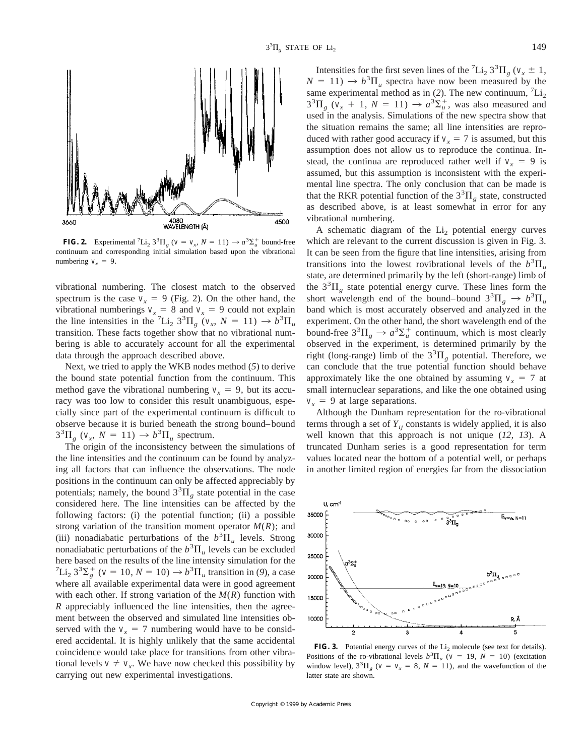**FIG. 2.** Experimental $^7Li_2$ $3^3\Pi_g$ ($v = v_x$, $N = 11$) $\rightarrow a^3\Sigma_u^+$ bound-free continuum and corresponding initial simulation based upon the vibrational numbering $v_x = 9$.

vibrational numbering. The closest match to the observed spectrum is the case $v_x = 9$ (Fig. 2). On the other hand, the vibrational numberings $v_x = 8$ and $v_x = 9$ could not explain the line intensities in the $^7Li_2$ $3^3\Pi_g$ ($v_x$, $N = 11$) $\rightarrow b^3\Pi_u$ transition. These facts together show that no vibrational numbering is able to accurately account for all the experimental data through the approach described above.

Next, we tried to apply the WKB nodes method (*5*) to derive the bound state potential function from the continuum. This method gave the vibrational numbering $v_x = 9$, but its accuracy was too low to consider this result unambiguous, especially since part of the experimental continuum is difficult to observe because it is buried beneath the strong bound–bound $3^3\Pi_g$ ($v_x$, $N = 11$) $\rightarrow b^3\Pi_u$ spectrum.

The origin of the inconsistency between the simulations of the line intensities and the continuum can be found by analyzing all factors that can influence the observations. The node positions in the continuum can only be affected appreciably by potentials; namely, the bound $3^3\Pi_g$ state potential in the case considered here. The line intensities can be affected by the following factors: (i) the potential function; (ii) a possible strong variation of the transition moment operator $M(R)$; and (iii) nonadiabatic perturbations of the $b^3\Pi_u$ levels. Strong nonadiabatic perturbations of the $b^3\Pi_u$ levels can be excluded here based on the results of the line intensity simulation for the $^7Li_2$ $3^3\Sigma_g^+$ ($v = 10$, $N = 10$) $\rightarrow b^3\Pi_u$ transition in (*9*), a case where all available experimental data were in good agreement with each other. If strong variation of the $M(R)$ function with $R$ appreciably influenced the line intensities, then the agreement between the observed and simulated line intensities observed with the $v_x = 7$ numbering would have to be considered accidental. It is highly unlikely that the same accidental coincidence would take place for transitions from other vibrational levels $v \neq v_x$. We have now checked this possibility by carrying out new experimental investigations.

Intensities for the first seven lines of the $^7Li_2$ $3^3\Pi_g$ ($v_x \pm 1$, $N = 11$) $\rightarrow b^3\Pi_u$ spectra have now been measured by the same experimental method as in (*2*). The new continuum, $^7Li_2$ $3^3\Pi_g$ ($v_x + 1$, $N = 11$) $\rightarrow a^3\Sigma_u^+$, was also measured and used in the analysis. Simulations of the new spectra show that the situation remains the same; all line intensities are reproduced with rather good accuracy if $v_x = 7$ is assumed, but this assumption does not allow us to reproduce the continua. Instead, the continua are reproduced rather well if $v_x = 9$ is assumed, but this assumption is inconsistent with the experimental line spectra. The only conclusion that can be made is that the RKR potential function of the $3^3\Pi_g$ state, constructed as described above, is at least somewhat in error for any vibrational numbering.

A schematic diagram of the $Li_2$ potential energy curves which are relevant to the current discussion is given in Fig. 3. It can be seen from the figure that line intensities, arising from transitions into the lowest rovibrational levels of the $b^3\Pi_u$ state, are determined primarily by the left (short-range) limb of the $3^3\Pi_g$ state potential energy curve. These lines form the short wavelength end of the bound–bound $3^3\Pi_g \rightarrow b^3\Pi_u$ band which is most accurately observed and analyzed in the experiment. On the other hand, the short wavelength end of the bound-free $3^3\Pi_g \rightarrow a^3\Sigma_u^+$ continuum, which is most clearly observed in the experiment, is determined primarily by the right (long-range) limb of the $3^3\Pi_g$ potential. Therefore, we can conclude that the true potential function should behave approximately like the one obtained by assuming $v_x = 7$ at small internuclear separations, and like the one obtained using $v_x = 9$ at large separations.

Although the Dunham representation for the ro-vibrational terms through a set of $Y_{ij}$ constants is widely applied, it is also well known that this approach is not unique (*12, 13*). A truncated Dunham series is a good representation for term values located near the bottom of a potential well, or perhaps in another limited region of energies far from the dissociation

**FIG. 3.** Potential energy curves of the $Li_2$ molecule (see text for details). Positions of the ro-vibrational levels $b^3\Pi_u$ ($v = 19$, $N = 10$) (excitation window level), $3^3\Pi_g$ ($v = v_x = 8$, $N = 11$), and the wavefunction of the latter state are shown.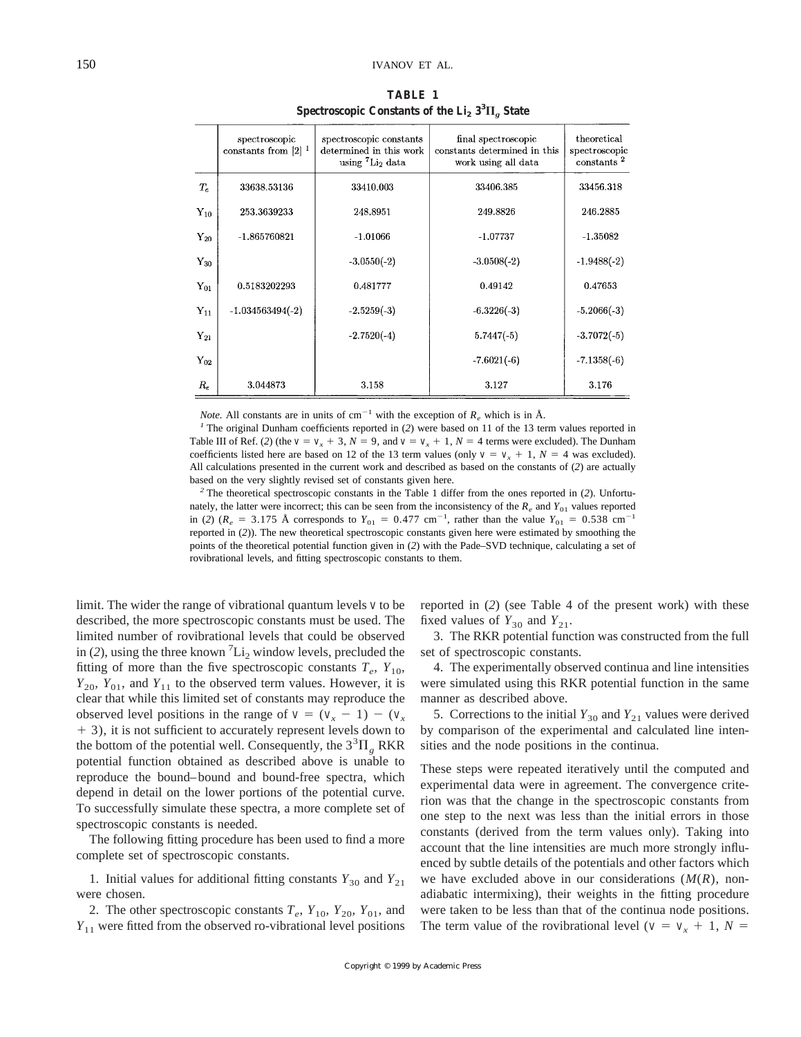**TABLE 1**
**Spectroscopic Constants of the $Li_2$ $3^3\Pi_g$ State**

| | spectroscopic constants from [2] [1] | spectroscopic constants determined in this work using $^7Li_2$ data | final spectroscopic constants determined in this work using all data | theoretical spectroscopic constants [2] |
|---|---|---|---|---|
| $T_e$ | 33638.53136 | 33410.003 | 33406.385 | 33456.318 |
| $Y_{10}$ | 253.3639233 | 248.8951 | 249.8826 | 246.2885 |
| $Y_{20}$ | -1.865760821 | -1.01066 | -1.07737 | -1.35082 |
| $Y_{30}$ | | -3.0550(-2) | -3.0508(-2) | -1.9488(-2) |
| $Y_{01}$ | 0.5183202293 | 0.481777 | 0.49142 | 0.47653 |
| $Y_{11}$ | -1.034563494(-2) | -2.5259(-3) | -6.3226(-3) | -5.2066(-3) |
| $Y_{21}$ | | -2.7520(-4) | 5.7447(-5) | -3.7072(-5) |
| $Y_{02}$ | | | -7.6021(-6) | -7.1358(-6) |
| $R_e$ | 3.044873 | 3.158 | 3.127 | 3.176 |

*Note.* All constants are in units of $cm^{-1}$ with the exception of $R_e$ which is in Å.

[1] The original Dunham coefficients reported in (*2*) were based on 11 of the 13 term values reported in Table III of Ref. (*2*) (the $v = v_x + 3$, $N = 9$, and $v = v_x + 1$, $N = 4$ terms were excluded). The Dunham coefficients listed here are based on 12 of the 13 term values (only $v = v_x + 1$, $N = 4$ was excluded). All calculations presented in the current work and described as based on the constants of (*2*) are actually based on the very slightly revised set of constants given here.

[2] The theoretical spectroscopic constants in the Table 1 differ from the ones reported in (*2*). Unfortunately, the latter were incorrect; this can be seen from the inconsistency of the $R_e$ and $Y_{01}$ values reported in (*2*) ($R_e$ = 3.175 Å corresponds to $Y_{01}$ = 0.477 $cm^{-1}$, rather than the value $Y_{01}$ = 0.538 $cm^{-1}$ reported in (*2*)). The new theoretical spectroscopic constants given here were estimated by smoothing the points of the theoretical potential function given in (*2*) with the Pade–SVD technique, calculating a set of rovibrational levels, and fitting spectroscopic constants to them.

limit. The wider the range of vibrational quantum levels $v$ to be described, the more spectroscopic constants must be used. The limited number of rovibrational levels that could be observed in (*2*), using the three known $^7Li_2$ window levels, precluded the fitting of more than the five spectroscopic constants $T_e$, $Y_{10}$, $Y_{20}$, $Y_{01}$, and $Y_{11}$ to the observed term values. However, it is clear that while this limited set of constants may reproduce the observed level positions in the range of $v = (v_x - 1) - (v_x + 3)$, it is not sufficient to accurately represent levels down to the bottom of the potential well. Consequently, the $3^3\Pi_g$ RKR potential function obtained as described above is unable to reproduce the bound–bound and bound-free spectra, which depend in detail on the lower portions of the potential curve. To successfully simulate these spectra, a more complete set of spectroscopic constants is needed.

The following fitting procedure has been used to find a more complete set of spectroscopic constants.

1. Initial values for additional fitting constants $Y_{30}$ and $Y_{21}$ were chosen.

2. The other spectroscopic constants $T_e$, $Y_{10}$, $Y_{20}$, $Y_{01}$, and $Y_{11}$ were fitted from the observed ro-vibrational level positions reported in (*2*) (see Table 4 of the present work) with these fixed values of $Y_{30}$ and $Y_{21}$.

3. The RKR potential function was constructed from the full set of spectroscopic constants.

4. The experimentally observed continua and line intensities were simulated using this RKR potential function in the same manner as described above.

5. Corrections to the initial $Y_{30}$ and $Y_{21}$ values were derived by comparison of the experimental and calculated line intensities and the node positions in the continua.

These steps were repeated iteratively until the computed and experimental data were in agreement. The convergence criterion was that the change in the spectroscopic constants from one step to the next was less than the initial errors in those constants (derived from the term values only). Taking into account that the line intensities are much more strongly influenced by subtle details of the potentials and other factors which we have excluded above in our considerations ($M(R)$, non-adiabatic intermixing), their weights in the fitting procedure were taken to be less than that of the continua node positions. The term value of the rovibrational level ($v = v_x + 1$, $N =$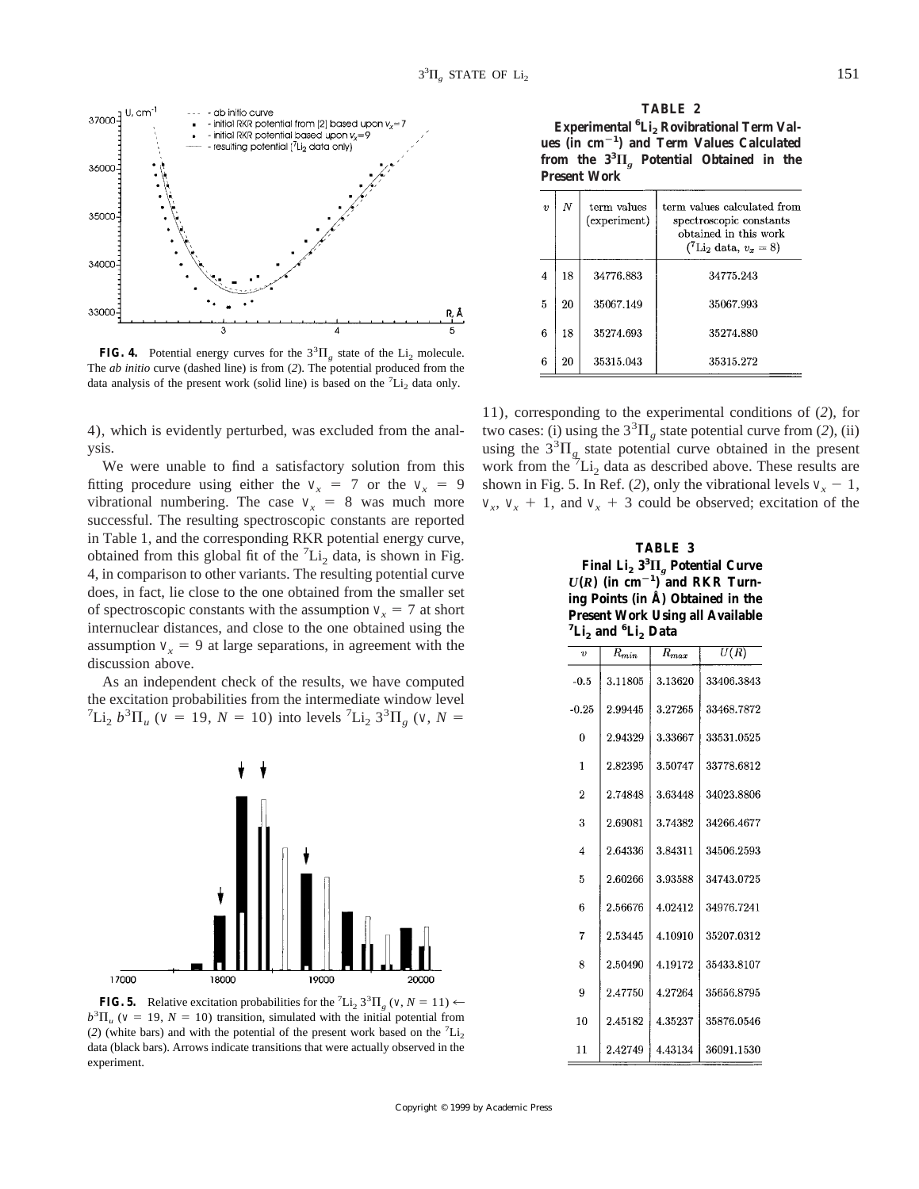**FIG. 4.** Potential energy curves for the $3^3\Pi_g$ state of the $Li_2$ molecule. The *ab initio* curve (dashed line) is from (*2*). The potential produced from the data analysis of the present work (solid line) is based on the $^7Li_2$ data only.

4), which is evidently perturbed, was excluded from the analysis.

We were unable to find a satisfactory solution from this fitting procedure using either the $v_x = 7$ or the $v_x = 9$ vibrational numbering. The case $v_x = 8$ was much more successful. The resulting spectroscopic constants are reported in Table 1, and the corresponding RKR potential energy curve, obtained from this global fit of the $^7Li_2$ data, is shown in Fig. 4, in comparison to other variants. The resulting potential curve does, in fact, lie close to the one obtained from the smaller set of spectroscopic constants with the assumption $v_x = 7$ at short internuclear distances, and close to the one obtained using the assumption $v_x = 9$ at large separations, in agreement with the discussion above.

As an independent check of the results, we have computed the excitation probabilities from the intermediate window level $^7Li_2$ $b^3\Pi_u$ ($v = 19$, $N = 10$) into levels $^7Li_2$ $3^3\Pi_g$ ($v$, $N = 11$), corresponding to the experimental conditions of (*2*), for two cases: (i) using the $3^3\Pi_g$ state potential curve from (*2*), (ii) using the $3^3\Pi_g$ state potential curve obtained in the present work from the $^7Li_2$ data as described above. These results are shown in Fig. 5. In Ref. (*2*), only the vibrational levels $v_x - 1$, $v_x$, $v_x + 1$, and $v_x + 3$ could be observed; excitation of the

**FIG. 5.** Relative excitation probabilities for the $^7Li_2$ $3^3\Pi_g$ ($v$, $N = 11$) ← $b^3\Pi_u$ ($v = 19$, $N = 10$) transition, simulated with the initial potential from (*2*) (white bars) and with the potential of the present work based on the $^7Li_2$ data (black bars). Arrows indicate transitions that were actually observed in the experiment.

**TABLE 2**
**Experimental $^6Li_2$ Rovibrational Term Values (in $cm^{-1}$) and Term Values Calculated from the $3^3\Pi_g$ Potential Obtained in the Present Work**

| $v$ | $N$ | term values (experiment) | term values calculated from spectroscopic constants obtained in this work ($^7Li_2$ data, $v_x = 8$) |
|---|---|---|---|
| 4 | 18 | 34776.883 | 34775.243 |
| 5 | 20 | 35067.149 | 35067.993 |
| 6 | 18 | 35274.693 | 35274.880 |
| 6 | 20 | 35315.043 | 35315.272 |

**TABLE 3**
**Final $Li_2$ $3^3\Pi_g$ Potential Curve $U(R)$ (in $cm^{-1}$) and RKR Turning Points (in Å) Obtained in the Present Work Using all Available $^7Li_2$ and $^6Li_2$ Data**

| $v$ | $R_{min}$ | $R_{max}$ | $U(R)$ |
|---|---|---|---|
| -0.5 | 3.11805 | 3.13620 | 33406.3843 |
| -0.25 | 2.99445 | 3.27265 | 33468.7872 |
| 0 | 2.94329 | 3.33667 | 33531.0525 |
| 1 | 2.82395 | 3.50747 | 33778.6812 |
| 2 | 2.74848 | 3.63448 | 34023.8806 |
| 3 | 2.69081 | 3.74382 | 34266.4677 |
| 4 | 2.64336 | 3.84311 | 34506.2593 |
| 5 | 2.60266 | 3.93588 | 34743.0725 |
| 6 | 2.56676 | 4.02412 | 34976.7241 |
| 7 | 2.53445 | 4.10910 | 35207.0312 |
| 8 | 2.50490 | 4.19172 | 35433.8107 |
| 9 | 2.47750 | 4.27264 | 35656.8795 |
| 10 | 2.45182 | 4.35237 | 35876.0546 |
| 11 | 2.42749 | 4.43134 | 36091.1530 |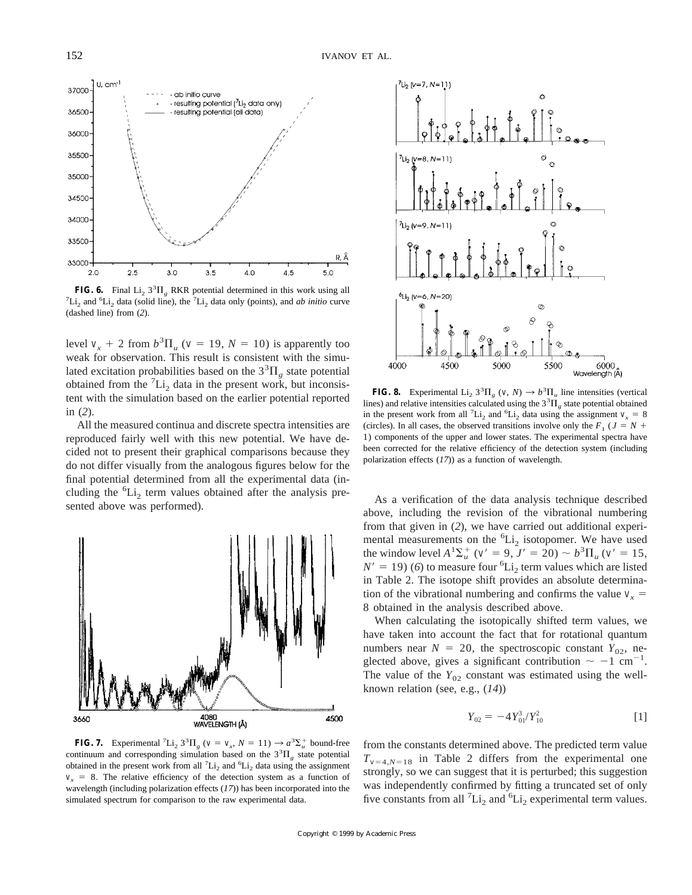**FIG. 6.** Final $Li_2$ $3^3\Pi_g$ RKR potential determined in this work using all $^7Li_2$ and $^6Li_2$ data (solid line), the $^7Li_2$ data only (points), and *ab initio* curve (dashed line) from (*2*).

level $v_x + 2$ from $b^3\Pi_u$ ($v = 19$, $N = 10$) is apparently too weak for observation. This result is consistent with the simulated excitation probabilities based on the $3^3\Pi_g$ state potential obtained from the $^7Li_2$ data in the present work, but inconsistent with the simulation based on the earlier potential reported in (*2*).

All the measured continua and discrete spectra intensities are reproduced fairly well with this new potential. We have decided not to present their graphical comparisons because they do not differ visually from the analogous figures below for the final potential determined from all the experimental data (including the $^6Li_2$ term values obtained after the analysis presented above was performed).

**FIG. 7.** Experimental $^7Li_2$ $3^3\Pi_g$ ($v = v_x$, $N = 11$) $\rightarrow a^3\Sigma_u^+$ bound-free continuum and corresponding simulation based on the $3^3\Pi_g$ state potential obtained in the present work from all $^7Li_2$ and $^6Li_2$ data using the assignment $v_x = 8$. The relative efficiency of the detection system as a function of wavelength (including polarization effects (*17*)) has been incorporated into the simulated spectrum for comparison to the raw experimental data.

**FIG. 8.** Experimental $Li_2$ $3^3\Pi_g$ ($v$, $N$) $\rightarrow b^3\Pi_u$ line intensities (vertical lines) and relative intensities calculated using the $3^3\Pi_g$ state potential obtained in the present work from all $^7Li_2$ and $^6Li_2$ data using the assignment $v_x = 8$ (circles). In all cases, the observed transitions involve only the $F_1$ ($J = N + 1$) components of the upper and lower states. The experimental spectra have been corrected for the relative efficiency of the detection system (including polarization effects (*17*)) as a function of wavelength.

As a verification of the data analysis technique described above, including the revision of the vibrational numbering from that given in (*2*), we have carried out additional experimental measurements on the $^6Li_2$ isotopomer. We have used the window level $A^1\Sigma_u^+$ ($v' = 9$, $J' = 20$) $\sim b^3\Pi_u$ ($v' = 15$, $N' = 19$) (*6*) to measure four $^6Li_2$ term values which are listed in Table 2. The isotope shift provides an absolute determination of the vibrational numbering and confirms the value $v_x = 8$ obtained in the analysis described above.

When calculating the isotopically shifted term values, we have taken into account the fact that for rotational quantum numbers near $N = 20$, the spectroscopic constant $Y_{02}$, neglected above, gives a significant contribution $\sim -1$ cm$^{-1}$. The value of the $Y_{02}$ constant was estimated using the well-known relation (see, e.g., (*14*))

$$Y_{02} = -4Y_{01}^3/Y_{10}^2 \quad [1]$$

from the constants determined above. The predicted term value $T_{v=4,N=18}$ in Table 2 differs from the experimental one strongly, so we can suggest that it is perturbed; this suggestion was independently confirmed by fitting a truncated set of only five constants from all $^7Li_2$ and $^6Li_2$ experimental term values.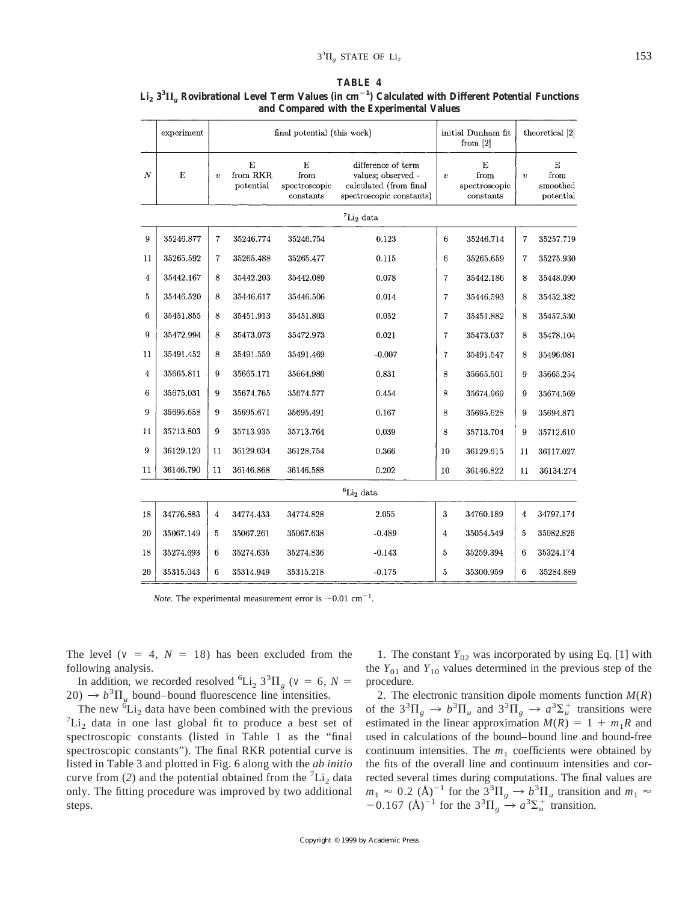**TABLE 4**
**$Li_2$ $3^3\Pi_g$ Rovibrational Level Term Values (in $cm^{-1}$) Calculated with Different Potential Functions and Compared with the Experimental Values**

| | experiment | final potential (this work) | | | | initial Dunham fit from [2] | | theoretical [2] | |
|---|---|---|---|---|---|---|---|---|---|
| $N$ | E | $v$ | E from RKR potential | E from spectroscopic constants | difference of term values; observed - calculated (from final spectroscopic constants) | $v$ | E from spectroscopic constants | $v$ | E from smoothed potential |
| | | | | $^7Li_2$ data | | | | | |
| 9 | 35246.877 | 7 | 35246.774 | 35246.754 | 0.123 | 6 | 35246.714 | 7 | 35257.719 |
| 11 | 35265.592 | 7 | 35265.488 | 35265.477 | 0.115 | 6 | 35265.659 | 7 | 35275.930 |
| 4 | 35442.167 | 8 | 35442.203 | 35442.089 | 0.078 | 7 | 35442.186 | 8 | 35448.090 |
| 5 | 35446.520 | 8 | 35446.617 | 35446.506 | 0.014 | 7 | 35446.593 | 8 | 35452.382 |
| 6 | 35451.855 | 8 | 35451.913 | 35451.803 | 0.052 | 7 | 35451.882 | 8 | 35457.530 |
| 9 | 35472.994 | 8 | 35473.073 | 35472.973 | 0.021 | 7 | 35473.037 | 8 | 35478.104 |
| 11 | 35491.452 | 8 | 35491.559 | 35491.469 | -0.007 | 7 | 35491.547 | 8 | 35496.081 |
| 4 | 35665.811 | 9 | 35665.171 | 35664.980 | 0.831 | 8 | 35665.501 | 9 | 35665.254 |
| 6 | 35675.031 | 9 | 35674.765 | 35674.577 | 0.454 | 8 | 35674.969 | 9 | 35674.569 |
| 9 | 35695.658 | 9 | 35695.671 | 35695.491 | 0.167 | 8 | 35695.628 | 9 | 35694.871 |
| 11 | 35713.803 | 9 | 35713.935 | 35713.764 | 0.039 | 8 | 35713.704 | 9 | 35712.610 |
| 9 | 36129.120 | 11 | 36129.034 | 36128.754 | 0.366 | 10 | 36129.615 | 11 | 36117.027 |
| 11 | 36146.790 | 11 | 36146.868 | 36146.588 | 0.202 | 10 | 36146.822 | 11 | 36134.274 |
| | | | | $^6Li_2$ data | | | | | |
| 18 | 34776.883 | 4 | 34774.433 | 34774.828 | 2.055 | 3 | 34760.189 | 4 | 34797.174 |
| 20 | 35067.149 | 5 | 35067.261 | 35067.638 | -0.489 | 4 | 35054.549 | 5 | 35082.826 |
| 18 | 35274.693 | 6 | 35274.635 | 35274.836 | -0.143 | 5 | 35259.394 | 6 | 35324.174 |
| 20 | 35315.043 | 6 | 35314.949 | 35315.218 | -0.175 | 5 | 35300.959 | 6 | 35284.889 |

*Note.* The experimental measurement error is $\sim 0.01$ $cm^{-1}$.

The level ($v = 4$, $N = 18$) has been excluded from the following analysis.

In addition, we recorded resolved $^6Li_2$ $3^3\Pi_g$ ($v = 6$, $N = 20$) $\rightarrow b^3\Pi_u$ bound–bound fluorescence line intensities.

The new $^6Li_2$ data have been combined with the previous $^7Li_2$ data in one last global fit to produce a best set of spectroscopic constants (listed in Table 1 as the "final spectroscopic constants"). The final RKR potential curve is listed in Table 3 and plotted in Fig. 6 along with the *ab initio* curve from (*2*) and the potential obtained from the $^7Li_2$ data only. The fitting procedure was improved by two additional steps.

1. The constant $Y_{02}$ was incorporated by using Eq. [1] with the $Y_{01}$ and $Y_{10}$ values determined in the previous step of the procedure.

2. The electronic transition dipole moments function $M(R)$ of the $3^3\Pi_g \rightarrow b^3\Pi_u$ and $3^3\Pi_g \rightarrow a^3\Sigma_u^+$ transitions were estimated in the linear approximation $M(R) = 1 + m_1 R$ and used in calculations of the bound–bound line and bound-free continuum intensities. The $m_1$ coefficients were obtained by the fits of the overall line and continuum intensities and corrected several times during computations. The final values are $m_1 \approx 0.2$ (Å)$^{-1}$ for the $3^3\Pi_g \rightarrow b^3\Pi_u$ transition and $m_1 \approx -0.167$ (Å)$^{-1}$ for the $3^3\Pi_g \rightarrow a^3\Sigma_u^+$ transition.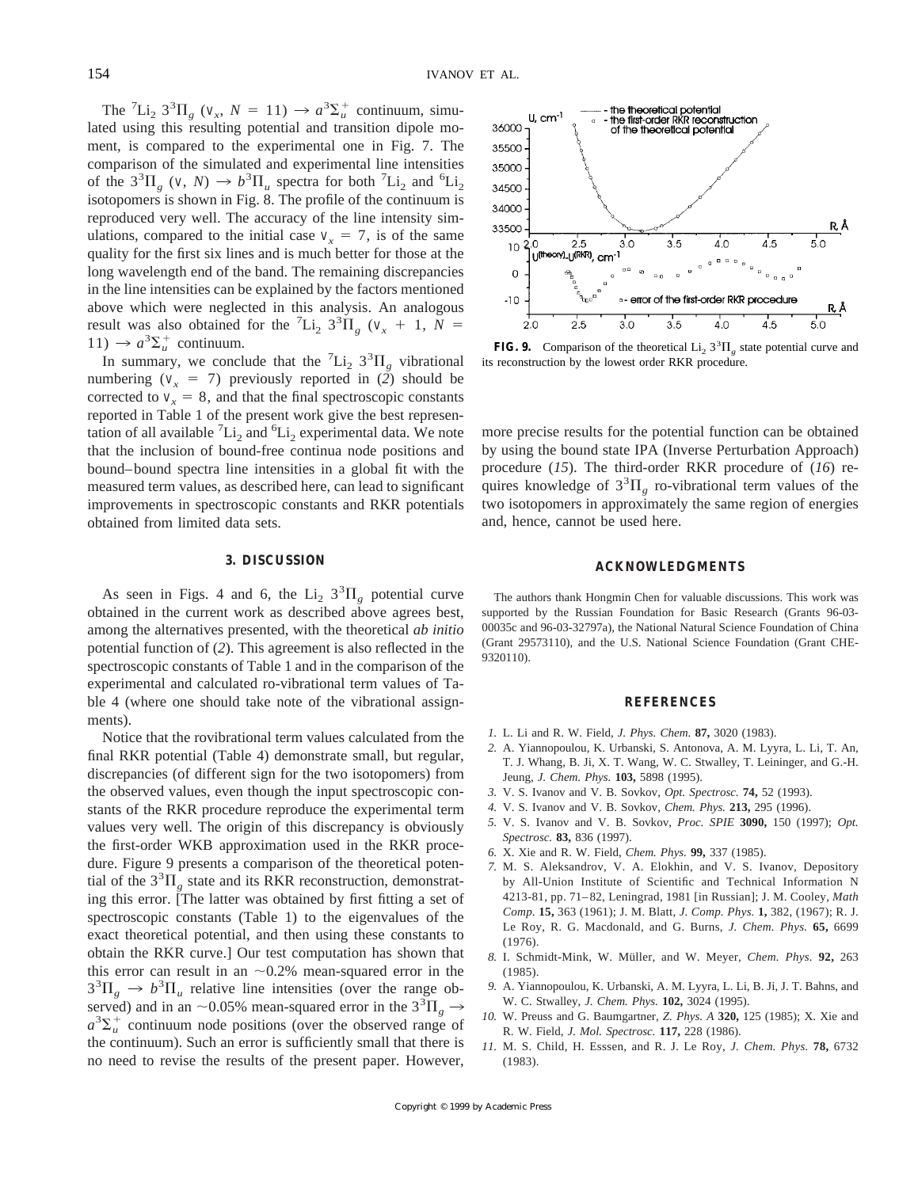The $^7Li_2$ $3^3\Pi_g$ ($v_x$, $N$ = 11) → $a^3\Sigma_u^+$ continuum, simulated using this resulting potential and transition dipole moment, is compared to the experimental one in Fig. 7. The comparison of the simulated and experimental line intensities of the $3^3\Pi_g$ ($v$, $N$) → $b^3\Pi_u$ spectra for both $^7Li_2$ and $^6Li_2$ isotopomers is shown in Fig. 8. The profile of the continuum is reproduced very well. The accuracy of the line intensity simulations, compared to the initial case $v_x$ = 7, is of the same quality for the first six lines and is much better for those at the long wavelength end of the band. The remaining discrepancies in the line intensities can be explained by the factors mentioned above which were neglected in this analysis. An analogous result was also obtained for the $^7Li_2$ $3^3\Pi_g$ ($v_x$ + 1, $N$ = 11) → $a^3\Sigma_u^+$ continuum.

In summary, we conclude that the $^7Li_2$ $3^3\Pi_g$ vibrational numbering ($v_x$ = 7) previously reported in (*2*) should be corrected to $v_x$ = 8, and that the final spectroscopic constants reported in Table 1 of the present work give the best representation of all available $^7Li_2$ and $^6Li_2$ experimental data. We note that the inclusion of bound-free continua node positions and bound–bound spectra line intensities in a global fit with the measured term values, as described here, can lead to significant improvements in spectroscopic constants and RKR potentials obtained from limited data sets.

## 3. DISCUSSION

As seen in Figs. 4 and 6, the $Li_2$ $3^3\Pi_g$ potential curve obtained in the current work as described above agrees best, among the alternatives presented, with the theoretical *ab initio* potential function of (*2*). This agreement is also reflected in the spectroscopic constants of Table 1 and in the comparison of the experimental and calculated ro-vibrational term values of Table 4 (where one should take note of the vibrational assignments).

Notice that the rovibrational term values calculated from the final RKR potential (Table 4) demonstrate small, but regular, discrepancies (of different sign for the two isotopomers) from the observed values, even though the input spectroscopic constants of the RKR procedure reproduce the experimental term values very well. The origin of this discrepancy is obviously the first-order WKB approximation used in the RKR procedure. Figure 9 presents a comparison of the theoretical potential of the $3^3\Pi_g$ state and its RKR reconstruction, demonstrating this error. [The latter was obtained by first fitting a set of spectroscopic constants (Table 1) to the eigenvalues of the exact theoretical potential, and then using these constants to obtain the RKR curve.] Our test computation has shown that this error can result in an ~0.2% mean-squared error in the $3^3\Pi_g$ → $b^3\Pi_u$ relative line intensities (over the range observed) and in an ~0.05% mean-squared error in the $3^3\Pi_g$ → $a^3\Sigma_u^+$ continuum node positions (over the observed range of the continuum). Such an error is sufficiently small that there is no need to revise the results of the present paper. However, more precise results for the potential function can be obtained by using the bound state IPA (Inverse Perturbation Approach) procedure (*15*). The third-order RKR procedure of (*16*) requires knowledge of $3^3\Pi_g$ ro-vibrational term values of the two isotopomers in approximately the same region of energies and, hence, cannot be used here.

**FIG. 9.** Comparison of the theoretical $Li_2$ $3^3\Pi_g$ state potential curve and its reconstruction by the lowest order RKR procedure.

## ACKNOWLEDGMENTS

The authors thank Hongmin Chen for valuable discussions. This work was supported by the Russian Foundation for Basic Research (Grants 96-03-00035c and 96-03-32797a), the National Natural Science Foundation of China (Grant 29573110), and the U.S. National Science Foundation (Grant CHE-9320110).

## REFERENCES

1. L. Li and R. W. Field, *J. Phys. Chem.* **87,** 3020 (1983).
2. A. Yiannopoulou, K. Urbanski, S. Antonova, A. M. Lyyra, L. Li, T. An, T. J. Whang, B. Ji, X. T. Wang, W. C. Stwalley, T. Leininger, and G.-H. Jeung, *J. Chem. Phys.* **103,** 5898 (1995).
3. V. S. Ivanov and V. B. Sovkov, *Opt. Spectrosc.* **74,** 52 (1993).
4. V. S. Ivanov and V. B. Sovkov, *Chem. Phys.* **213,** 295 (1996).
5. V. S. Ivanov and V. B. Sovkov, *Proc. SPIE* **3090,** 150 (1997); *Opt. Spectrosc.* **83,** 836 (1997).
6. X. Xie and R. W. Field, *Chem. Phys.* **99,** 337 (1985).
7. M. S. Aleksandrov, V. A. Elokhin, and V. S. Ivanov, Depository by All-Union Institute of Scientific and Technical Information N 4213-81, pp. 71–82, Leningrad, 1981 [in Russian]; J. M. Cooley, *Math Comp.* **15,** 363 (1961); J. M. Blatt, *J. Comp. Phys.* **1,** 382, (1967); R. J. Le Roy, R. G. Macdonald, and G. Burns, *J. Chem. Phys.* **65,** 6699 (1976).
8. I. Schmidt-Mink, W. Müller, and W. Meyer, *Chem. Phys.* **92,** 263 (1985).
9. A. Yiannopoulou, K. Urbanski, A. M. Lyyra, L. Li, B. Ji, J. T. Bahns, and W. C. Stwalley, *J. Chem. Phys.* **102,** 3024 (1995).
10. W. Preuss and G. Baumgartner, *Z. Phys. A* **320,** 125 (1985); X. Xie and R. W. Field, *J. Mol. Spectrosc.* **117,** 228 (1986).
11. M. S. Child, H. Esssen, and R. J. Le Roy, *J. Chem. Phys.* **78,** 6732 (1983).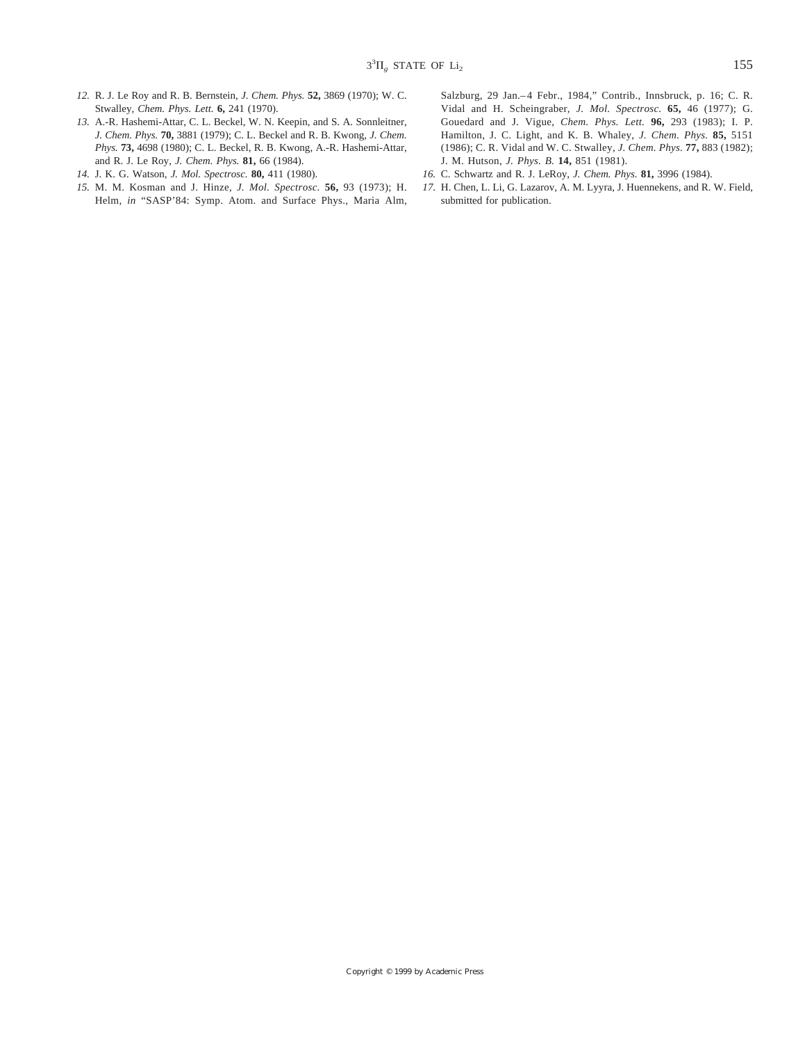12. R. J. Le Roy and R. B. Bernstein, *J. Chem. Phys.* **52,** 3869 (1970); W. C. Stwalley, *Chem. Phys. Lett.* **6,** 241 (1970).
13. A.-R. Hashemi-Attar, C. L. Beckel, W. N. Keepin, and S. A. Sonnleitner, *J. Chem. Phys.* **70,** 3881 (1979); C. L. Beckel and R. B. Kwong, *J. Chem. Phys.* **73,** 4698 (1980); C. L. Beckel, R. B. Kwong, A.-R. Hashemi-Attar, and R. J. Le Roy, *J. Chem. Phys.* **81,** 66 (1984).
14. J. K. G. Watson, *J. Mol. Spectrosc.* **80,** 411 (1980).
15. M. M. Kosman and J. Hinze, *J. Mol. Spectrosc.* **56,** 93 (1973); H. Helm, *in* "SASP'84: Symp. Atom. and Surface Phys., Maria Alm, Salzburg, 29 Jan.–4 Febr., 1984," Contrib., Innsbruck, p. 16; C. R. Vidal and H. Scheingraber, *J. Mol. Spectrosc.* **65,** 46 (1977); G. Gouedard and J. Vigue, *Chem. Phys. Lett.* **96,** 293 (1983); I. P. Hamilton, J. C. Light, and K. B. Whaley, *J. Chem. Phys.* **85,** 5151 (1986); C. R. Vidal and W. C. Stwalley, *J. Chem. Phys.* **77,** 883 (1982); J. M. Hutson, *J. Phys. B.* **14,** 851 (1981).
16. C. Schwartz and R. J. LeRoy, *J. Chem. Phys.* **81,** 3996 (1984).
17. H. Chen, L. Li, G. Lazarov, A. M. Lyyra, J. Huennekens, and R. W. Field, submitted for publication.

Copyright © 1999 by Academic Press